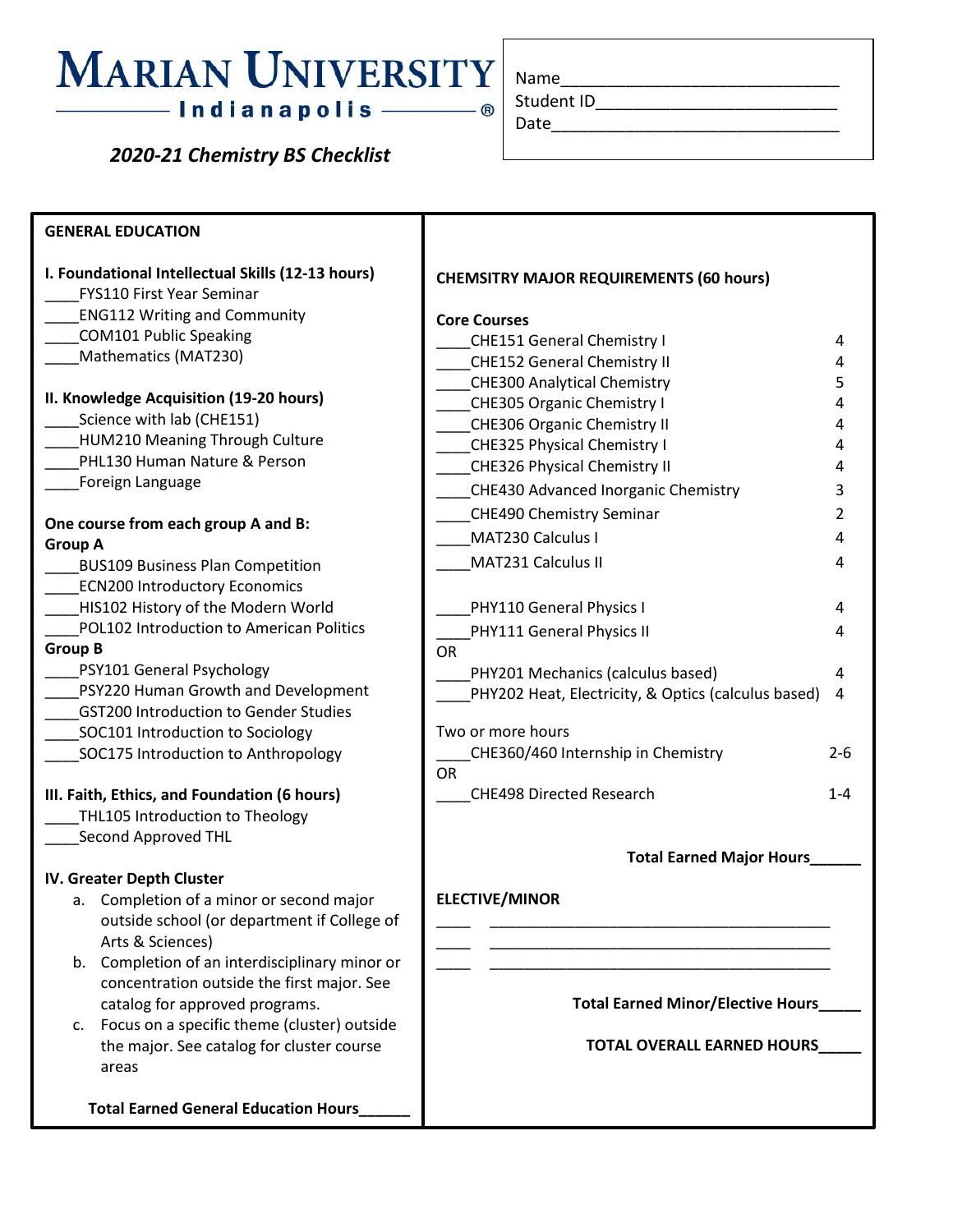# MARIAN UNIVERSITY
## Indianapolis ®

*2020-21 Chemistry BS Checklist*

Name____________________________
Student ID_________________________
Date______________________________

## GENERAL EDUCATION

**I. Foundational Intellectual Skills (12-13 hours)**

____FYS110 First Year Seminar
____ENG112 Writing and Community
____COM101 Public Speaking
____Mathematics (MAT230)

**II. Knowledge Acquisition (19-20 hours)**

____Science with lab (CHE151)
____HUM210 Meaning Through Culture
____PHL130 Human Nature & Person
____Foreign Language

**One course from each group A and B:**

**Group A**

____BUS109 Business Plan Competition
____ECN200 Introductory Economics
____HIS102 History of the Modern World
____POL102 Introduction to American Politics

**Group B**

____PSY101 General Psychology
____PSY220 Human Growth and Development
____GST200 Introduction to Gender Studies
____SOC101 Introduction to Sociology
____SOC175 Introduction to Anthropology

**III. Faith, Ethics, and Foundation (6 hours)**

____THL105 Introduction to Theology
____Second Approved THL

**IV. Greater Depth Cluster**

a. Completion of a minor or second major outside school (or department if College of Arts & Sciences)
b. Completion of an interdisciplinary minor or concentration outside the first major. See catalog for approved programs.
c. Focus on a specific theme (cluster) outside the major. See catalog for cluster course areas

**Total Earned General Education Hours______**

## CHEMSITRY MAJOR REQUIREMENTS (60 hours)

**Core Courses**

| Course | Hours |
|---|---|
| ____CHE151 General Chemistry I | 4 |
| ____CHE152 General Chemistry II | 4 |
| ____CHE300 Analytical Chemistry | 5 |
| ____CHE305 Organic Chemistry I | 4 |
| ____CHE306 Organic Chemistry II | 4 |
| ____CHE325 Physical Chemistry I | 4 |
| ____CHE326 Physical Chemistry II | 4 |
| ____CHE430 Advanced Inorganic Chemistry | 3 |
| ____CHE490 Chemistry Seminar | 2 |
| ____MAT230 Calculus I | 4 |
| ____MAT231 Calculus II | 4 |
| | |
| ____PHY110 General Physics I | 4 |
| ____PHY111 General Physics II | 4 |
| OR | |
| ____PHY201 Mechanics (calculus based) | 4 |
| ____PHY202 Heat, Electricity, & Optics (calculus based) | 4 |
| | |
| Two or more hours | |
| ____CHE360/460 Internship in Chemistry | 2-6 |
| OR | |
| ____CHE498 Directed Research | 1-4 |

**Total Earned Major Hours______**

## ELECTIVE/MINOR

____ ________________________________________
____ ________________________________________
____ ________________________________________

**Total Earned Minor/Elective Hours_____**

**TOTAL OVERALL EARNED HOURS_____**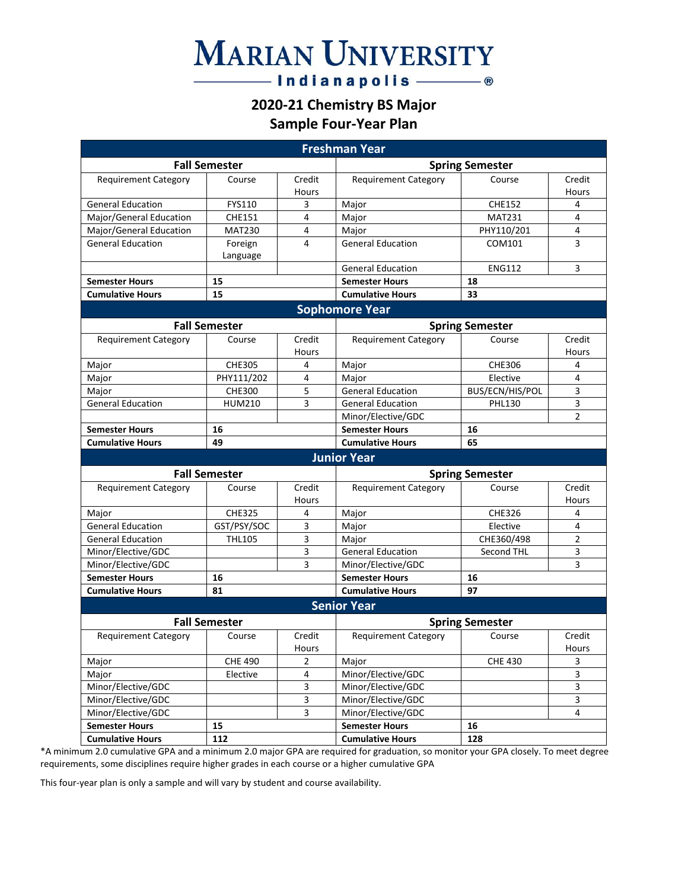# MARIAN UNIVERSITY

Indianapolis ®

## 2020-21 Chemistry BS Major

## Sample Four-Year Plan

| Freshman Year | | | | | |
|---|---|---|---|---|---|
| **Fall Semester** | | | **Spring Semester** | | |
| Requirement Category | Course | Credit Hours | Requirement Category | Course | Credit Hours |
| General Education | FYS110 | 3 | Major | CHE152 | 4 |
| Major/General Education | CHE151 | 4 | Major | MAT231 | 4 |
| Major/General Education | MAT230 | 4 | Major | PHY110/201 | 4 |
| General Education | Foreign Language | 4 | General Education | COM101 | 3 |
| | | | General Education | ENG112 | 3 |
| **Semester Hours** | **15** | | **Semester Hours** | **18** | |
| **Cumulative Hours** | **15** | | **Cumulative Hours** | **33** | |

| Sophomore Year | | | | | |
|---|---|---|---|---|---|
| **Fall Semester** | | | **Spring Semester** | | |
| Requirement Category | Course | Credit Hours | Requirement Category | Course | Credit Hours |
| Major | CHE305 | 4 | Major | CHE306 | 4 |
| Major | PHY111/202 | 4 | Major | Elective | 4 |
| Major | CHE300 | 5 | General Education | BUS/ECN/HIS/POL | 3 |
| General Education | HUM210 | 3 | General Education | PHL130 | 3 |
| | | | Minor/Elective/GDC | | 2 |
| **Semester Hours** | **16** | | **Semester Hours** | **16** | |
| **Cumulative Hours** | **49** | | **Cumulative Hours** | **65** | |

| Junior Year | | | | | |
|---|---|---|---|---|---|
| **Fall Semester** | | | **Spring Semester** | | |
| Requirement Category | Course | Credit Hours | Requirement Category | Course | Credit Hours |
| Major | CHE325 | 4 | Major | CHE326 | 4 |
| General Education | GST/PSY/SOC | 3 | Major | Elective | 4 |
| General Education | THL105 | 3 | Major | CHE360/498 | 2 |
| Minor/Elective/GDC | | 3 | General Education | Second THL | 3 |
| Minor/Elective/GDC | | 3 | Minor/Elective/GDC | | 3 |
| **Semester Hours** | **16** | | **Semester Hours** | **16** | |
| **Cumulative Hours** | **81** | | **Cumulative Hours** | **97** | |

| Senior Year | | | | | |
|---|---|---|---|---|---|
| **Fall Semester** | | | **Spring Semester** | | |
| Requirement Category | Course | Credit Hours | Requirement Category | Course | Credit Hours |
| Major | CHE 490 | 2 | Major | CHE 430 | 3 |
| Major | Elective | 4 | Minor/Elective/GDC | | 3 |
| Minor/Elective/GDC | | 3 | Minor/Elective/GDC | | 3 |
| Minor/Elective/GDC | | 3 | Minor/Elective/GDC | | 3 |
| Minor/Elective/GDC | | 3 | Minor/Elective/GDC | | 4 |
| **Semester Hours** | **15** | | **Semester Hours** | **16** | |
| **Cumulative Hours** | **112** | | **Cumulative Hours** | **128** | |

*A minimum 2.0 cumulative GPA and a minimum 2.0 major GPA are required for graduation, so monitor your GPA closely. To meet degree requirements, some disciplines require higher grades in each course or a higher cumulative GPA

This four-year plan is only a sample and will vary by student and course availability.